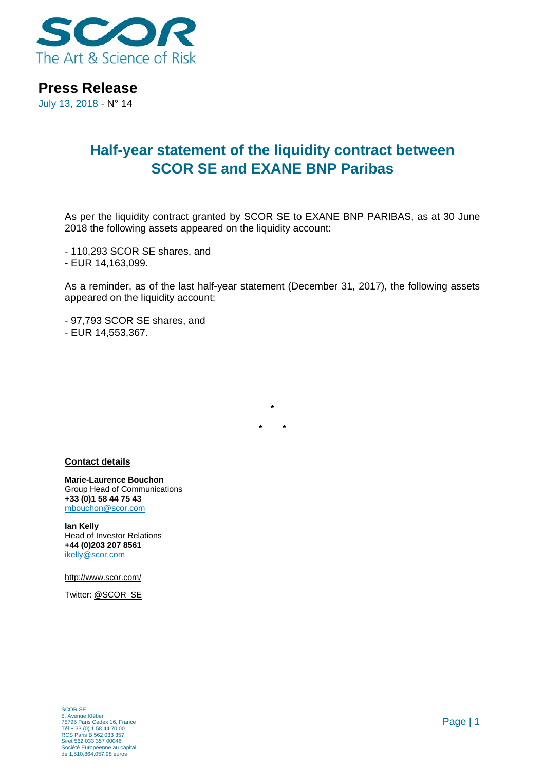SCOR
The Art & Science of Risk

**Press Release**

July 13, 2018 - N° 14

# Half-year statement of the liquidity contract between SCOR SE and EXANE BNP Paribas

As per the liquidity contract granted by SCOR SE to EXANE BNP PARIBAS, as at 30 June 2018 the following assets appeared on the liquidity account:

- 110,293 SCOR SE shares, and
- EUR 14,163,099.

As a reminder, as of the last half-year statement (December 31, 2017), the following assets appeared on the liquidity account:

- 97,793 SCOR SE shares, and
- EUR 14,553,367.

*

\*     *

**Contact details**

**Marie-Laurence Bouchon**
Group Head of Communications
**+33 (0)1 58 44 75 43**
mbouchon@scor.com

**Ian Kelly**
Head of Investor Relations
**+44 (0)203 207 8561**
ikelly@scor.com

http://www.scor.com/

Twitter: @SCOR_SE

SCOR SE
5, Avenue Kléber
75795 Paris Cedex 16, France
Tél + 33 (0) 1 58 44 70 00
RCS Paris B 562 033 357
Siret 562 033 357 00046
Société Européenne au capital
de 1,510,864,057.98 euros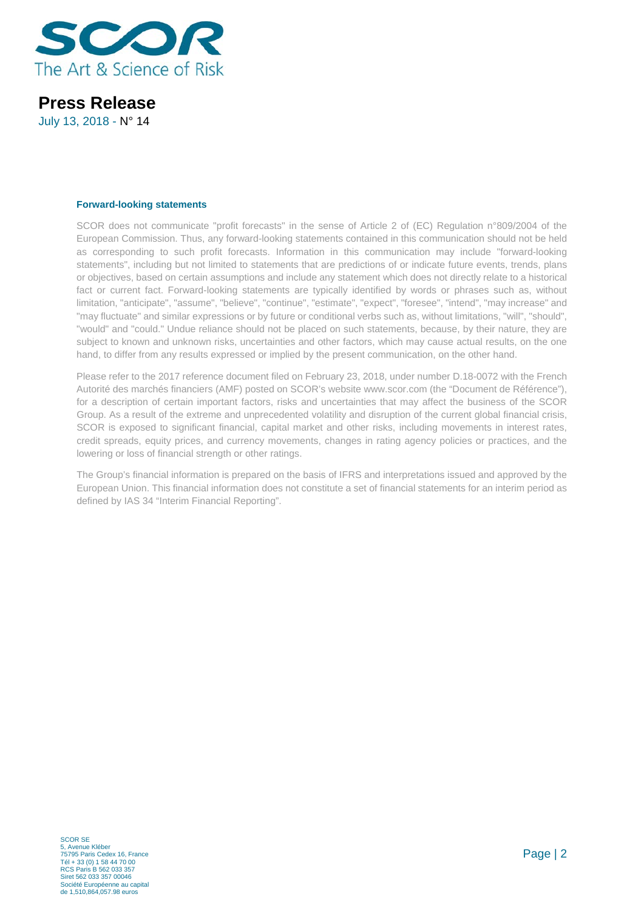**Forward-looking statements**

SCOR does not communicate "profit forecasts" in the sense of Article 2 of (EC) Regulation n°809/2004 of the European Commission. Thus, any forward-looking statements contained in this communication should not be held as corresponding to such profit forecasts. Information in this communication may include "forward-looking statements", including but not limited to statements that are predictions of or indicate future events, trends, plans or objectives, based on certain assumptions and include any statement which does not directly relate to a historical fact or current fact. Forward-looking statements are typically identified by words or phrases such as, without limitation, "anticipate", "assume", "believe", "continue", "estimate", "expect", "foresee", "intend", "may increase" and "may fluctuate" and similar expressions or by future or conditional verbs such as, without limitations, "will", "should", "would" and "could." Undue reliance should not be placed on such statements, because, by their nature, they are subject to known and unknown risks, uncertainties and other factors, which may cause actual results, on the one hand, to differ from any results expressed or implied by the present communication, on the other hand.

Please refer to the 2017 reference document filed on February 23, 2018, under number D.18-0072 with the French Autorité des marchés financiers (AMF) posted on SCOR's website www.scor.com (the "Document de Référence"), for a description of certain important factors, risks and uncertainties that may affect the business of the SCOR Group. As a result of the extreme and unprecedented volatility and disruption of the current global financial crisis, SCOR is exposed to significant financial, capital market and other risks, including movements in interest rates, credit spreads, equity prices, and currency movements, changes in rating agency policies or practices, and the lowering or loss of financial strength or other ratings.

The Group's financial information is prepared on the basis of IFRS and interpretations issued and approved by the European Union. This financial information does not constitute a set of financial statements for an interim period as defined by IAS 34 "Interim Financial Reporting".